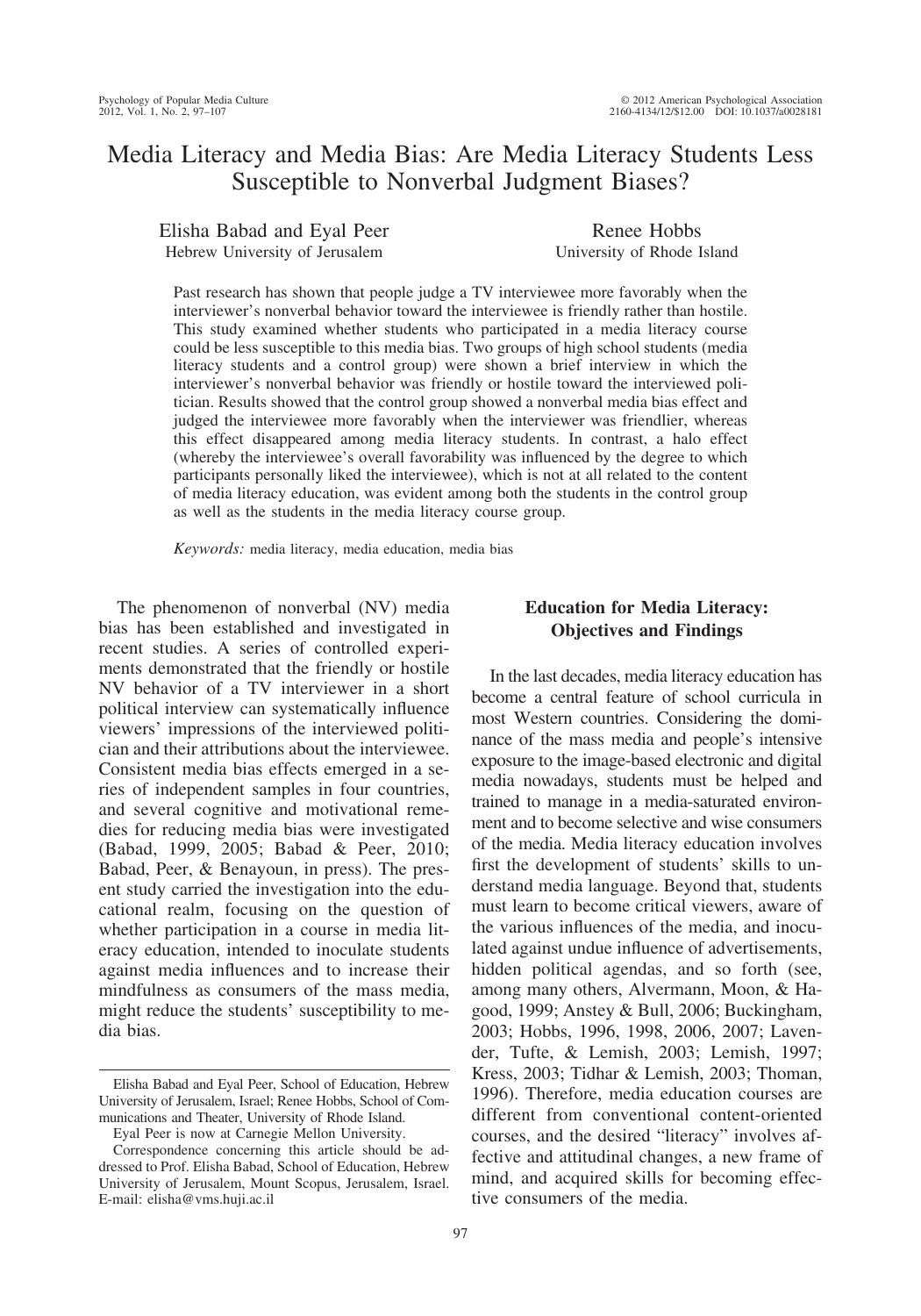# Media Literacy and Media Bias: Are Media Literacy Students Less Susceptible to Nonverbal Judgment Biases?

Elisha Babad and Eyal Peer
Hebrew University of Jerusalem

Renee Hobbs
University of Rhode Island

Past research has shown that people judge a TV interviewee more favorably when the interviewer's nonverbal behavior toward the interviewee is friendly rather than hostile. This study examined whether students who participated in a media literacy course could be less susceptible to this media bias. Two groups of high school students (media literacy students and a control group) were shown a brief interview in which the interviewer's nonverbal behavior was friendly or hostile toward the interviewed politician. Results showed that the control group showed a nonverbal media bias effect and judged the interviewee more favorably when the interviewer was friendlier, whereas this effect disappeared among media literacy students. In contrast, a halo effect (whereby the interviewee's overall favorability was influenced by the degree to which participants personally liked the interviewee), which is not at all related to the content of media literacy education, was evident among both the students in the control group as well as the students in the media literacy course group.

*Keywords:* media literacy, media education, media bias

The phenomenon of nonverbal (NV) media bias has been established and investigated in recent studies. A series of controlled experiments demonstrated that the friendly or hostile NV behavior of a TV interviewer in a short political interview can systematically influence viewers' impressions of the interviewed politician and their attributions about the interviewee. Consistent media bias effects emerged in a series of independent samples in four countries, and several cognitive and motivational remedies for reducing media bias were investigated (Babad, 1999, 2005; Babad & Peer, 2010; Babad, Peer, & Benayoun, in press). The present study carried the investigation into the educational realm, focusing on the question of whether participation in a course in media literacy education, intended to inoculate students against media influences and to increase their mindfulness as consumers of the mass media, might reduce the students' susceptibility to media bias.

## Education for Media Literacy: Objectives and Findings

In the last decades, media literacy education has become a central feature of school curricula in most Western countries. Considering the dominance of the mass media and people's intensive exposure to the image-based electronic and digital media nowadays, students must be helped and trained to manage in a media-saturated environment and to become selective and wise consumers of the media. Media literacy education involves first the development of students' skills to understand media language. Beyond that, students must learn to become critical viewers, aware of the various influences of the media, and inoculated against undue influence of advertisements, hidden political agendas, and so forth (see, among many others, Alvermann, Moon, & Hagood, 1999; Anstey & Bull, 2006; Buckingham, 2003; Hobbs, 1996, 1998, 2006, 2007; Lavender, Tufte, & Lemish, 2003; Lemish, 1997; Kress, 2003; Tidhar & Lemish, 2003; Thoman, 1996). Therefore, media education courses are different from conventional content-oriented courses, and the desired "literacy" involves affective and attitudinal changes, a new frame of mind, and acquired skills for becoming effective consumers of the media.

---

Elisha Babad and Eyal Peer, School of Education, Hebrew University of Jerusalem, Israel; Renee Hobbs, School of Communications and Theater, University of Rhode Island.

Eyal Peer is now at Carnegie Mellon University.

Correspondence concerning this article should be addressed to Prof. Elisha Babad, School of Education, Hebrew University of Jerusalem, Mount Scopus, Jerusalem, Israel. E-mail: elisha@vms.huji.ac.il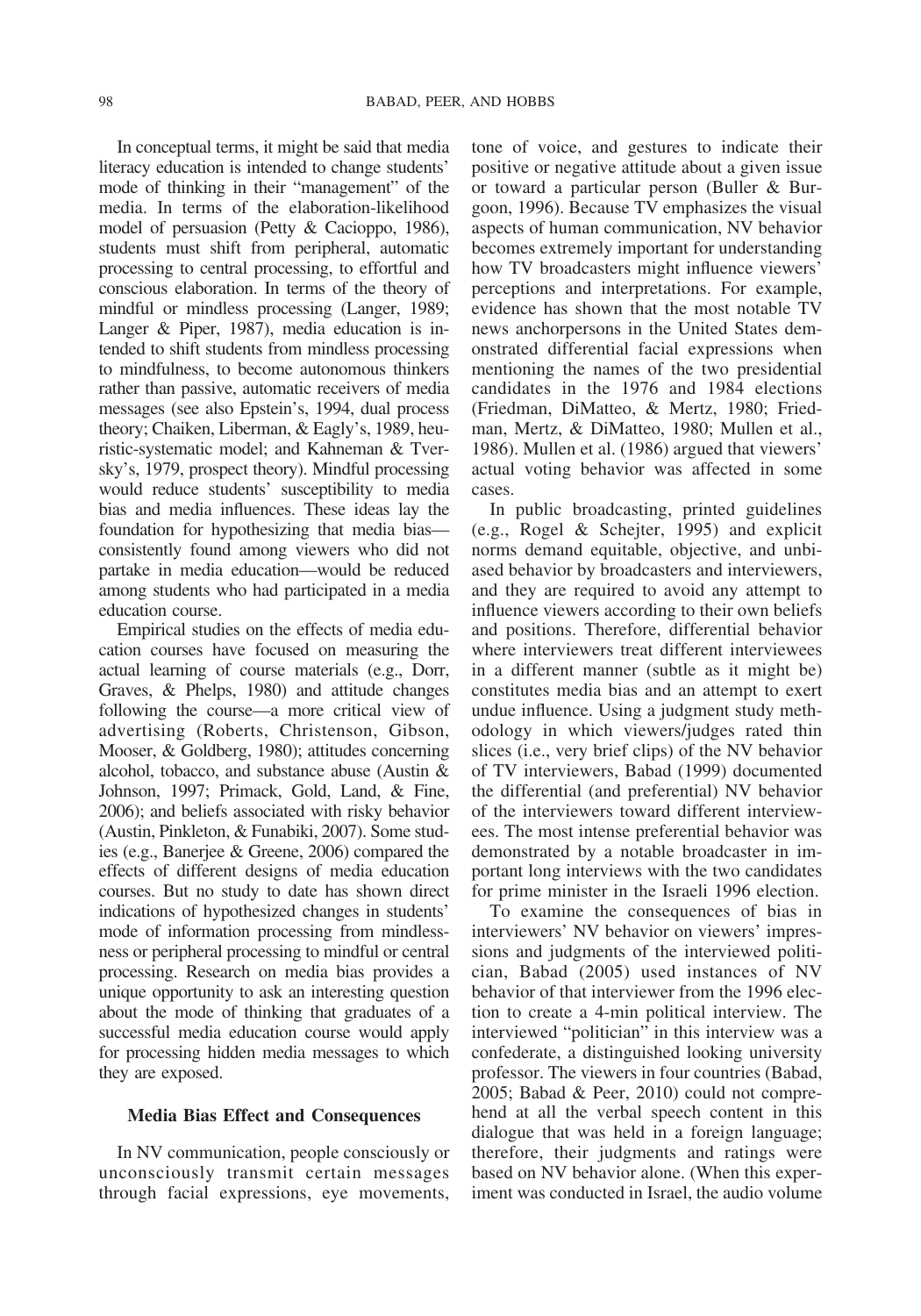In conceptual terms, it might be said that media literacy education is intended to change students' mode of thinking in their "management" of the media. In terms of the elaboration-likelihood model of persuasion (Petty & Cacioppo, 1986), students must shift from peripheral, automatic processing to central processing, to effortful and conscious elaboration. In terms of the theory of mindful or mindless processing (Langer, 1989; Langer & Piper, 1987), media education is intended to shift students from mindless processing to mindfulness, to become autonomous thinkers rather than passive, automatic receivers of media messages (see also Epstein's, 1994, dual process theory; Chaiken, Liberman, & Eagly's, 1989, heuristic-systematic model; and Kahneman & Tversky's, 1979, prospect theory). Mindful processing would reduce students' susceptibility to media bias and media influences. These ideas lay the foundation for hypothesizing that media bias—consistently found among viewers who did not partake in media education—would be reduced among students who had participated in a media education course.

Empirical studies on the effects of media education courses have focused on measuring the actual learning of course materials (e.g., Dorr, Graves, & Phelps, 1980) and attitude changes following the course—a more critical view of advertising (Roberts, Christenson, Gibson, Mooser, & Goldberg, 1980); attitudes concerning alcohol, tobacco, and substance abuse (Austin & Johnson, 1997; Primack, Gold, Land, & Fine, 2006); and beliefs associated with risky behavior (Austin, Pinkleton, & Funabiki, 2007). Some studies (e.g., Banerjee & Greene, 2006) compared the effects of different designs of media education courses. But no study to date has shown direct indications of hypothesized changes in students' mode of information processing from mindlessness or peripheral processing to mindful or central processing. Research on media bias provides a unique opportunity to ask an interesting question about the mode of thinking that graduates of a successful media education course would apply for processing hidden media messages to which they are exposed.

## Media Bias Effect and Consequences

In NV communication, people consciously or unconsciously transmit certain messages through facial expressions, eye movements, tone of voice, and gestures to indicate their positive or negative attitude about a given issue or toward a particular person (Buller & Burgoon, 1996). Because TV emphasizes the visual aspects of human communication, NV behavior becomes extremely important for understanding how TV broadcasters might influence viewers' perceptions and interpretations. For example, evidence has shown that the most notable TV news anchorpersons in the United States demonstrated differential facial expressions when mentioning the names of the two presidential candidates in the 1976 and 1984 elections (Friedman, DiMatteo, & Mertz, 1980; Friedman, Mertz, & DiMatteo, 1980; Mullen et al., 1986). Mullen et al. (1986) argued that viewers' actual voting behavior was affected in some cases.

In public broadcasting, printed guidelines (e.g., Rogel & Schejter, 1995) and explicit norms demand equitable, objective, and unbiased behavior by broadcasters and interviewers, and they are required to avoid any attempt to influence viewers according to their own beliefs and positions. Therefore, differential behavior where interviewers treat different interviewees in a different manner (subtle as it might be) constitutes media bias and an attempt to exert undue influence. Using a judgment study methodology in which viewers/judges rated thin slices (i.e., very brief clips) of the NV behavior of TV interviewers, Babad (1999) documented the differential (and preferential) NV behavior of the interviewers toward different interviewees. The most intense preferential behavior was demonstrated by a notable broadcaster in important long interviews with the two candidates for prime minister in the Israeli 1996 election.

To examine the consequences of bias in interviewers' NV behavior on viewers' impressions and judgments of the interviewed politician, Babad (2005) used instances of NV behavior of that interviewer from the 1996 election to create a 4-min political interview. The interviewed "politician" in this interview was a confederate, a distinguished looking university professor. The viewers in four countries (Babad, 2005; Babad & Peer, 2010) could not comprehend at all the verbal speech content in this dialogue that was held in a foreign language; therefore, their judgments and ratings were based on NV behavior alone. (When this experiment was conducted in Israel, the audio volume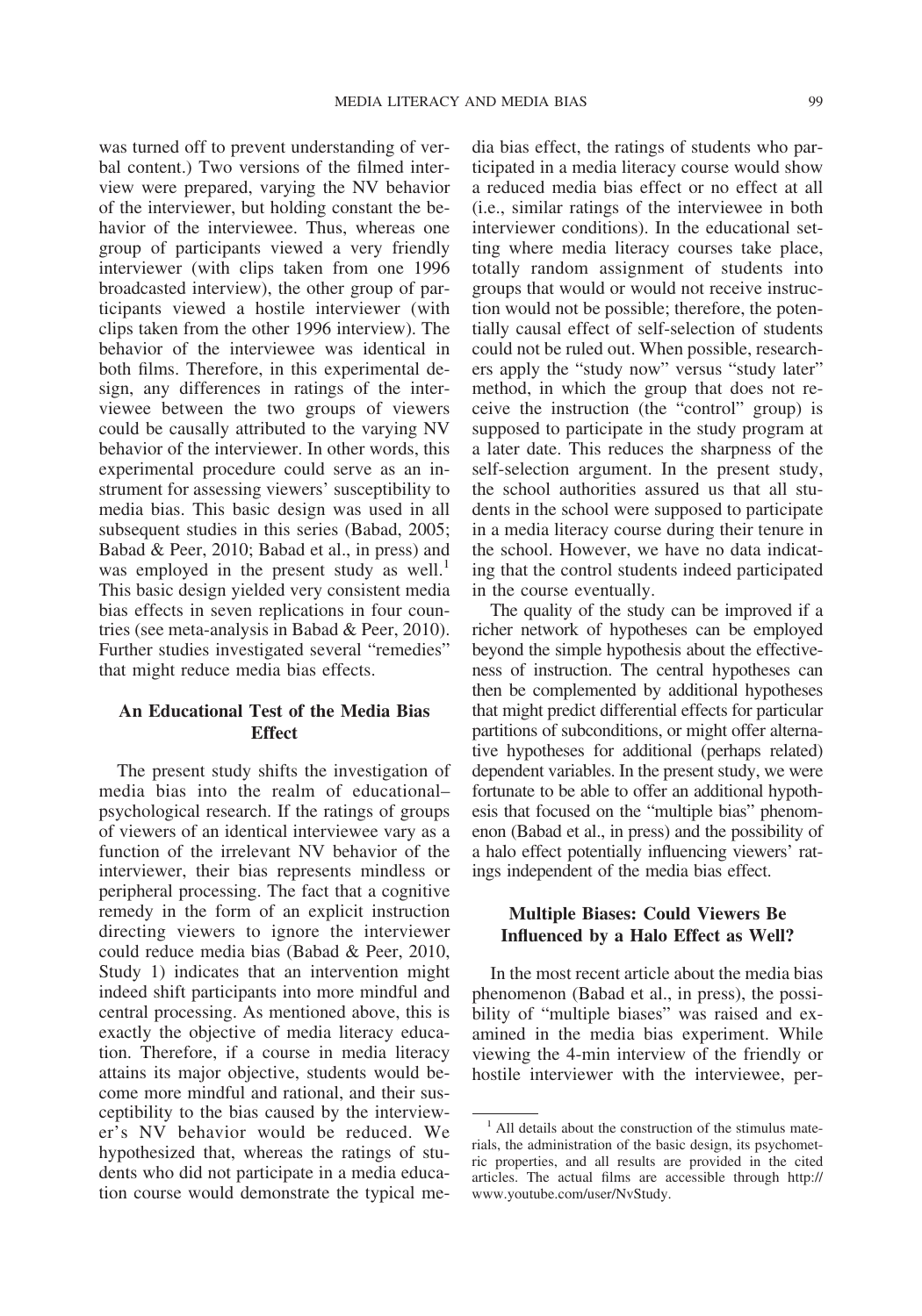was turned off to prevent understanding of verbal content.) Two versions of the filmed interview were prepared, varying the NV behavior of the interviewer, but holding constant the behavior of the interviewee. Thus, whereas one group of participants viewed a very friendly interviewer (with clips taken from one 1996 broadcasted interview), the other group of participants viewed a hostile interviewer (with clips taken from the other 1996 interview). The behavior of the interviewee was identical in both films. Therefore, in this experimental design, any differences in ratings of the interviewee between the two groups of viewers could be causally attributed to the varying NV behavior of the interviewer. In other words, this experimental procedure could serve as an instrument for assessing viewers' susceptibility to media bias. This basic design was used in all subsequent studies in this series (Babad, 2005; Babad & Peer, 2010; Babad et al., in press) and was employed in the present study as well.[1] This basic design yielded very consistent media bias effects in seven replications in four countries (see meta-analysis in Babad & Peer, 2010). Further studies investigated several "remedies" that might reduce media bias effects.

## An Educational Test of the Media Bias Effect

The present study shifts the investigation of media bias into the realm of educational–psychological research. If the ratings of groups of viewers of an identical interviewee vary as a function of the irrelevant NV behavior of the interviewer, their bias represents mindless or peripheral processing. The fact that a cognitive remedy in the form of an explicit instruction directing viewers to ignore the interviewer could reduce media bias (Babad & Peer, 2010, Study 1) indicates that an intervention might indeed shift participants into more mindful and central processing. As mentioned above, this is exactly the objective of media literacy education. Therefore, if a course in media literacy attains its major objective, students would become more mindful and rational, and their susceptibility to the bias caused by the interviewer's NV behavior would be reduced. We hypothesized that, whereas the ratings of students who did not participate in a media education course would demonstrate the typical media bias effect, the ratings of students who participated in a media literacy course would show a reduced media bias effect or no effect at all (i.e., similar ratings of the interviewee in both interviewer conditions). In the educational setting where media literacy courses take place, totally random assignment of students into groups that would or would not receive instruction would not be possible; therefore, the potentially causal effect of self-selection of students could not be ruled out. When possible, researchers apply the "study now" versus "study later" method, in which the group that does not receive the instruction (the "control" group) is supposed to participate in the study program at a later date. This reduces the sharpness of the self-selection argument. In the present study, the school authorities assured us that all students in the school were supposed to participate in a media literacy course during their tenure in the school. However, we have no data indicating that the control students indeed participated in the course eventually.

The quality of the study can be improved if a richer network of hypotheses can be employed beyond the simple hypothesis about the effectiveness of instruction. The central hypotheses can then be complemented by additional hypotheses that might predict differential effects for particular partitions of subconditions, or might offer alternative hypotheses for additional (perhaps related) dependent variables. In the present study, we were fortunate to be able to offer an additional hypothesis that focused on the "multiple bias" phenomenon (Babad et al., in press) and the possibility of a halo effect potentially influencing viewers' ratings independent of the media bias effect.

## Multiple Biases: Could Viewers Be Influenced by a Halo Effect as Well?

In the most recent article about the media bias phenomenon (Babad et al., in press), the possibility of "multiple biases" was raised and examined in the media bias experiment. While viewing the 4-min interview of the friendly or hostile interviewer with the interviewee, per-

[1] All details about the construction of the stimulus materials, the administration of the basic design, its psychometric properties, and all results are provided in the cited articles. The actual films are accessible through http://www.youtube.com/user/NvStudy.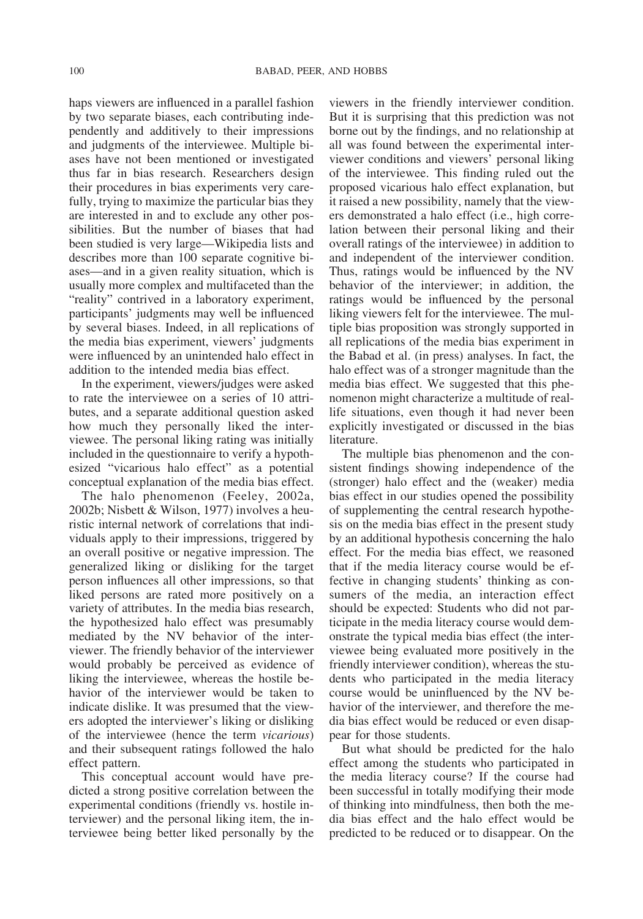haps viewers are influenced in a parallel fashion by two separate biases, each contributing independently and additively to their impressions and judgments of the interviewee. Multiple biases have not been mentioned or investigated thus far in bias research. Researchers design their procedures in bias experiments very carefully, trying to maximize the particular bias they are interested in and to exclude any other possibilities. But the number of biases that had been studied is very large—Wikipedia lists and describes more than 100 separate cognitive biases—and in a given reality situation, which is usually more complex and multifaceted than the "reality" contrived in a laboratory experiment, participants' judgments may well be influenced by several biases. Indeed, in all replications of the media bias experiment, viewers' judgments were influenced by an unintended halo effect in addition to the intended media bias effect.

In the experiment, viewers/judges were asked to rate the interviewee on a series of 10 attributes, and a separate additional question asked how much they personally liked the interviewee. The personal liking rating was initially included in the questionnaire to verify a hypothesized "vicarious halo effect" as a potential conceptual explanation of the media bias effect.

The halo phenomenon (Feeley, 2002a, 2002b; Nisbett & Wilson, 1977) involves a heuristic internal network of correlations that individuals apply to their impressions, triggered by an overall positive or negative impression. The generalized liking or disliking for the target person influences all other impressions, so that liked persons are rated more positively on a variety of attributes. In the media bias research, the hypothesized halo effect was presumably mediated by the NV behavior of the interviewer. The friendly behavior of the interviewer would probably be perceived as evidence of liking the interviewee, whereas the hostile behavior of the interviewer would be taken to indicate dislike. It was presumed that the viewers adopted the interviewer's liking or disliking of the interviewee (hence the term *vicarious*) and their subsequent ratings followed the halo effect pattern.

This conceptual account would have predicted a strong positive correlation between the experimental conditions (friendly vs. hostile interviewer) and the personal liking item, the interviewee being better liked personally by the viewers in the friendly interviewer condition. But it is surprising that this prediction was not borne out by the findings, and no relationship at all was found between the experimental interviewer conditions and viewers' personal liking of the interviewee. This finding ruled out the proposed vicarious halo effect explanation, but it raised a new possibility, namely that the viewers demonstrated a halo effect (i.e., high correlation between their personal liking and their overall ratings of the interviewee) in addition to and independent of the interviewer condition. Thus, ratings would be influenced by the NV behavior of the interviewer; in addition, the ratings would be influenced by the personal liking viewers felt for the interviewee. The multiple bias proposition was strongly supported in all replications of the media bias experiment in the Babad et al. (in press) analyses. In fact, the halo effect was of a stronger magnitude than the media bias effect. We suggested that this phenomenon might characterize a multitude of real-life situations, even though it had never been explicitly investigated or discussed in the bias literature.

The multiple bias phenomenon and the consistent findings showing independence of the (stronger) halo effect and the (weaker) media bias effect in our studies opened the possibility of supplementing the central research hypothesis on the media bias effect in the present study by an additional hypothesis concerning the halo effect. For the media bias effect, we reasoned that if the media literacy course would be effective in changing students' thinking as consumers of the media, an interaction effect should be expected: Students who did not participate in the media literacy course would demonstrate the typical media bias effect (the interviewee being evaluated more positively in the friendly interviewer condition), whereas the students who participated in the media literacy course would be uninfluenced by the NV behavior of the interviewer, and therefore the media bias effect would be reduced or even disappear for those students.

But what should be predicted for the halo effect among the students who participated in the media literacy course? If the course had been successful in totally modifying their mode of thinking into mindfulness, then both the media bias effect and the halo effect would be predicted to be reduced or to disappear. On the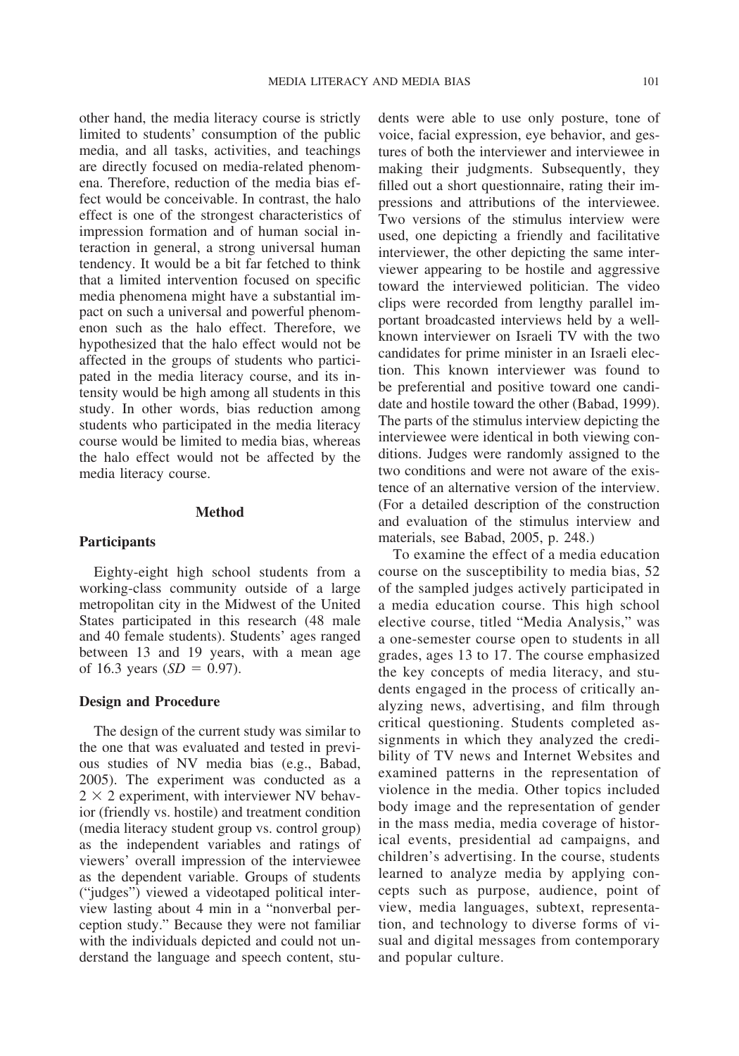other hand, the media literacy course is strictly limited to students' consumption of the public media, and all tasks, activities, and teachings are directly focused on media-related phenomena. Therefore, reduction of the media bias effect would be conceivable. In contrast, the halo effect is one of the strongest characteristics of impression formation and of human social interaction in general, a strong universal human tendency. It would be a bit far fetched to think that a limited intervention focused on specific media phenomena might have a substantial impact on such a universal and powerful phenomenon such as the halo effect. Therefore, we hypothesized that the halo effect would not be affected in the groups of students who participated in the media literacy course, and its intensity would be high among all students in this study. In other words, bias reduction among students who participated in the media literacy course would be limited to media bias, whereas the halo effect would not be affected by the media literacy course.

## Method

### Participants

Eighty-eight high school students from a working-class community outside of a large metropolitan city in the Midwest of the United States participated in this research (48 male and 40 female students). Students' ages ranged between 13 and 19 years, with a mean age of 16.3 years ($SD = 0.97$).

### Design and Procedure

The design of the current study was similar to the one that was evaluated and tested in previous studies of NV media bias (e.g., Babad, 2005). The experiment was conducted as a $2 \times 2$ experiment, with interviewer NV behavior (friendly vs. hostile) and treatment condition (media literacy student group vs. control group) as the independent variables and ratings of viewers' overall impression of the interviewee as the dependent variable. Groups of students ("judges") viewed a videotaped political interview lasting about 4 min in a "nonverbal perception study." Because they were not familiar with the individuals depicted and could not understand the language and speech content, students were able to use only posture, tone of voice, facial expression, eye behavior, and gestures of both the interviewer and interviewee in making their judgments. Subsequently, they filled out a short questionnaire, rating their impressions and attributions of the interviewee. Two versions of the stimulus interview were used, one depicting a friendly and facilitative interviewer, the other depicting the same interviewer appearing to be hostile and aggressive toward the interviewed politician. The video clips were recorded from lengthy parallel important broadcasted interviews held by a well-known interviewer on Israeli TV with the two candidates for prime minister in an Israeli election. This known interviewer was found to be preferential and positive toward one candidate and hostile toward the other (Babad, 1999). The parts of the stimulus interview depicting the interviewee were identical in both viewing conditions. Judges were randomly assigned to the two conditions and were not aware of the existence of an alternative version of the interview. (For a detailed description of the construction and evaluation of the stimulus interview and materials, see Babad, 2005, p. 248.)

To examine the effect of a media education course on the susceptibility to media bias, 52 of the sampled judges actively participated in a media education course. This high school elective course, titled "Media Analysis," was a one-semester course open to students in all grades, ages 13 to 17. The course emphasized the key concepts of media literacy, and students engaged in the process of critically analyzing news, advertising, and film through critical questioning. Students completed assignments in which they analyzed the credibility of TV news and Internet Websites and examined patterns in the representation of violence in the media. Other topics included body image and the representation of gender in the mass media, media coverage of historical events, presidential ad campaigns, and children's advertising. In the course, students learned to analyze media by applying concepts such as purpose, audience, point of view, media languages, subtext, representation, and technology to diverse forms of visual and digital messages from contemporary and popular culture.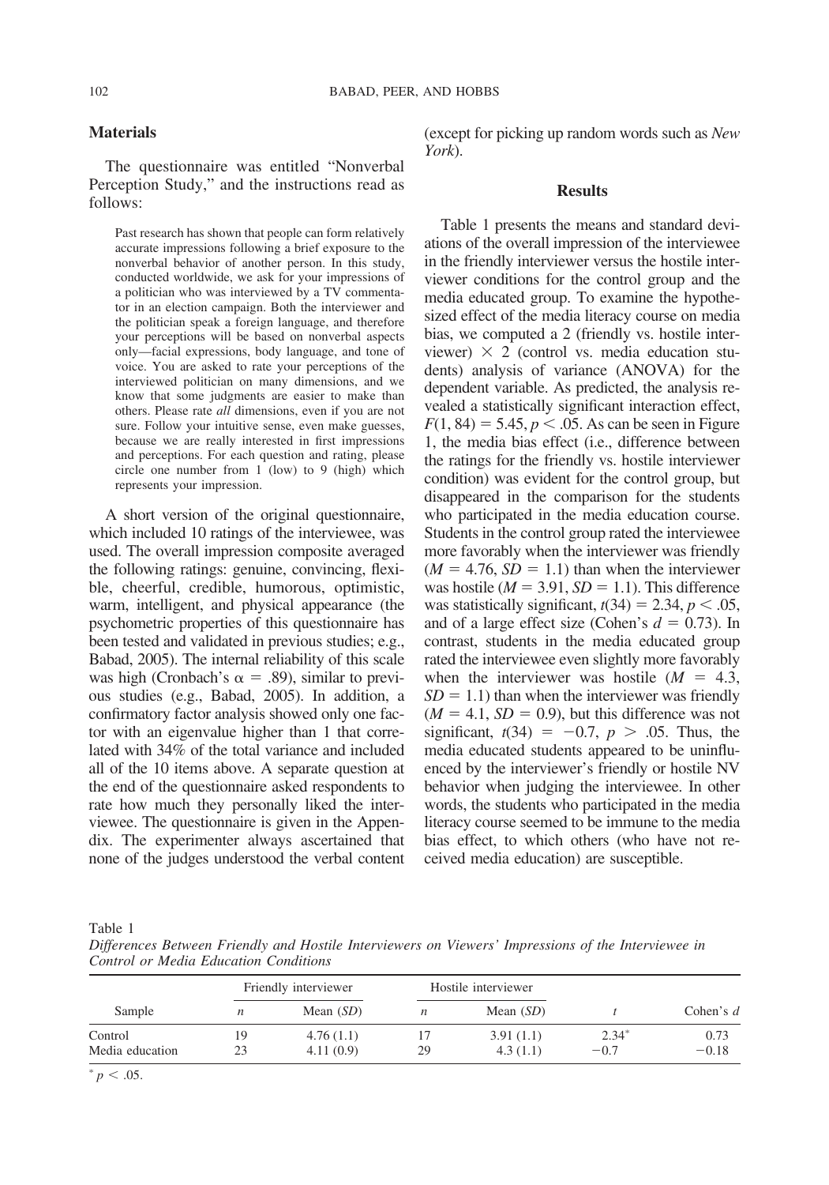## Materials

The questionnaire was entitled "Nonverbal Perception Study," and the instructions read as follows:

> Past research has shown that people can form relatively accurate impressions following a brief exposure to the nonverbal behavior of another person. In this study, conducted worldwide, we ask for your impressions of a politician who was interviewed by a TV commentator in an election campaign. Both the interviewer and the politician speak a foreign language, and therefore your perceptions will be based on nonverbal aspects only—facial expressions, body language, and tone of voice. You are asked to rate your perceptions of the interviewed politician on many dimensions, and we know that some judgments are easier to make than others. Please rate *all* dimensions, even if you are not sure. Follow your intuitive sense, even make guesses, because we are really interested in first impressions and perceptions. For each question and rating, please circle one number from 1 (low) to 9 (high) which represents your impression.

A short version of the original questionnaire, which included 10 ratings of the interviewee, was used. The overall impression composite averaged the following ratings: genuine, convincing, flexible, cheerful, credible, humorous, optimistic, warm, intelligent, and physical appearance (the psychometric properties of this questionnaire has been tested and validated in previous studies; e.g., Babad, 2005). The internal reliability of this scale was high (Cronbach's $\alpha = .89$), similar to previous studies (e.g., Babad, 2005). In addition, a confirmatory factor analysis showed only one factor with an eigenvalue higher than 1 that correlated with 34% of the total variance and included all of the 10 items above. A separate question at the end of the questionnaire asked respondents to rate how much they personally liked the interviewee. The questionnaire is given in the Appendix. The experimenter always ascertained that none of the judges understood the verbal content (except for picking up random words such as *New York*).

## Results

Table 1 presents the means and standard deviations of the overall impression of the interviewee in the friendly interviewer versus the hostile interviewer conditions for the control group and the media educated group. To examine the hypothesized effect of the media literacy course on media bias, we computed a 2 (friendly vs. hostile interviewer) $\times$ 2 (control vs. media education students) analysis of variance (ANOVA) for the dependent variable. As predicted, the analysis revealed a statistically significant interaction effect, $F(1, 84) = 5.45$, $p < .05$. As can be seen in Figure 1, the media bias effect (i.e., difference between the ratings for the friendly vs. hostile interviewer condition) was evident for the control group, but disappeared in the comparison for the students who participated in the media education course. Students in the control group rated the interviewee more favorably when the interviewer was friendly ($M = 4.76$, $SD = 1.1$) than when the interviewer was hostile ($M = 3.91$, $SD = 1.1$). This difference was statistically significant, $t(34) = 2.34$, $p < .05$, and of a large effect size (Cohen's $d = 0.73$). In contrast, students in the media educated group rated the interviewee even slightly more favorably when the interviewer was hostile ($M = 4.3$, $SD = 1.1$) than when the interviewer was friendly ($M = 4.1$, $SD = 0.9$), but this difference was not significant, $t(34) = -0.7$, $p > .05$. Thus, the media educated students appeared to be uninfluenced by the interviewer's friendly or hostile NV behavior when judging the interviewee. In other words, the students who participated in the media literacy course seemed to be immune to the media bias effect, to which others (who have not received media education) are susceptible.

Table 1
*Differences Between Friendly and Hostile Interviewers on Viewers' Impressions of the Interviewee in Control or Media Education Conditions*

| Sample | Friendly interviewer | | Hostile interviewer | | | |
|---|---|---|---|---|---|---|
| | $n$ | Mean ($SD$) | $n$ | Mean ($SD$) | $t$ | Cohen's $d$ |
| Control | 19 | 4.76 (1.1) | 17 | 3.91 (1.1) | 2.34* | 0.73 |
| Media education | 23 | 4.11 (0.9) | 29 | 4.3 (1.1) | −0.7 | −0.18 |

\* $p < .05$.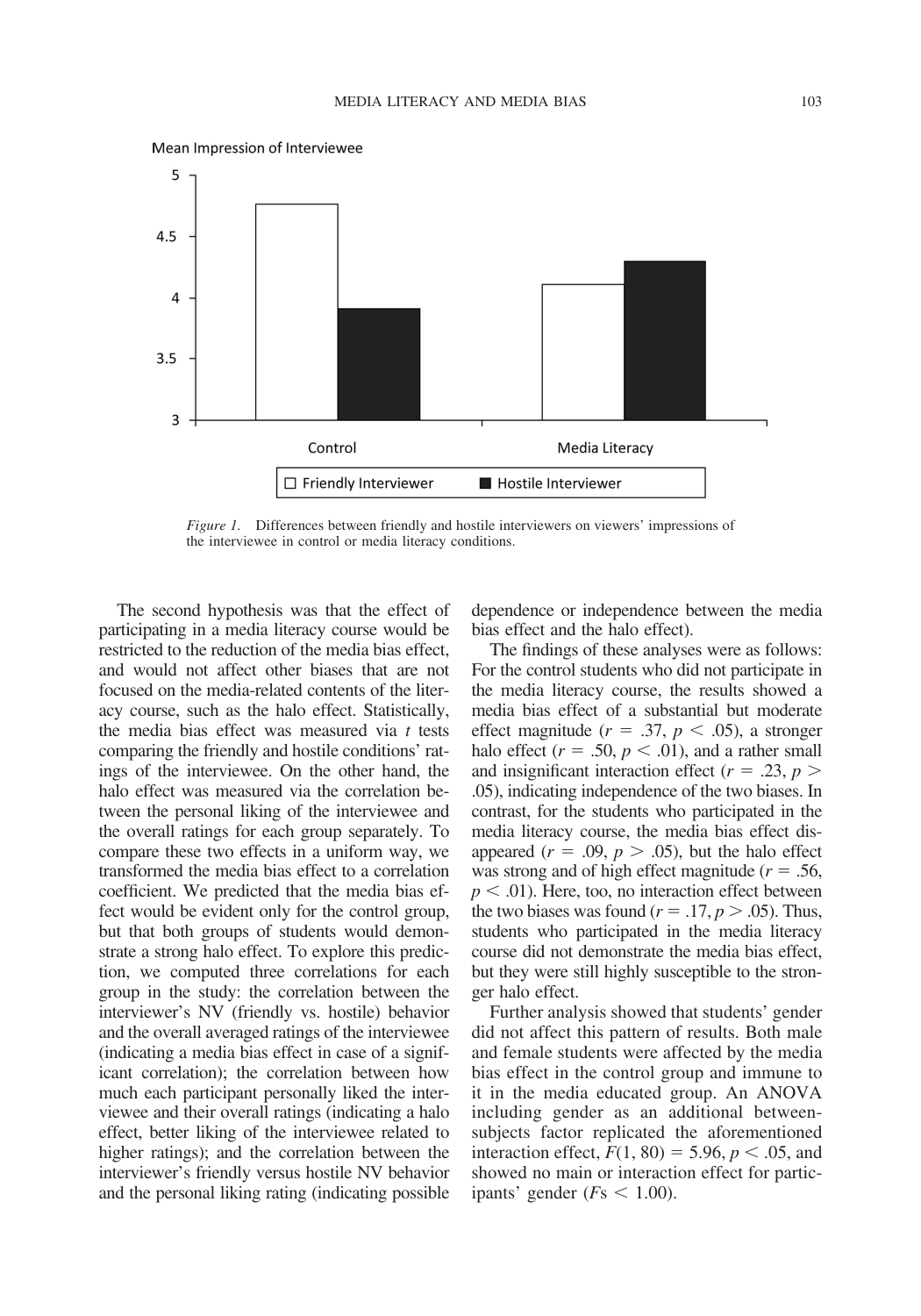*Figure 1.* Differences between friendly and hostile interviewers on viewers' impressions of the interviewee in control or media literacy conditions.

The second hypothesis was that the effect of participating in a media literacy course would be restricted to the reduction of the media bias effect, and would not affect other biases that are not focused on the media-related contents of the literacy course, such as the halo effect. Statistically, the media bias effect was measured via *t* tests comparing the friendly and hostile conditions' ratings of the interviewee. On the other hand, the halo effect was measured via the correlation between the personal liking of the interviewee and the overall ratings for each group separately. To compare these two effects in a uniform way, we transformed the media bias effect to a correlation coefficient. We predicted that the media bias effect would be evident only for the control group, but that both groups of students would demonstrate a strong halo effect. To explore this prediction, we computed three correlations for each group in the study: the correlation between the interviewer's NV (friendly vs. hostile) behavior and the overall averaged ratings of the interviewee (indicating a media bias effect in case of a significant correlation); the correlation between how much each participant personally liked the interviewee and their overall ratings (indicating a halo effect, better liking of the interviewee related to higher ratings); and the correlation between the interviewer's friendly versus hostile NV behavior and the personal liking rating (indicating possible dependence or independence between the media bias effect and the halo effect).

The findings of these analyses were as follows: For the control students who did not participate in the media literacy course, the results showed a media bias effect of a substantial but moderate effect magnitude ($r = .37$, $p < .05$), a stronger halo effect ($r = .50$, $p < .01$), and a rather small and insignificant interaction effect ($r = .23$, $p > .05$), indicating independence of the two biases. In contrast, for the students who participated in the media literacy course, the media bias effect disappeared ($r = .09$, $p > .05$), but the halo effect was strong and of high effect magnitude ($r = .56$, $p < .01$). Here, too, no interaction effect between the two biases was found ($r = .17$, $p > .05$). Thus, students who participated in the media literacy course did not demonstrate the media bias effect, but they were still highly susceptible to the stronger halo effect.

Further analysis showed that students' gender did not affect this pattern of results. Both male and female students were affected by the media bias effect in the control group and immune to it in the media educated group. An ANOVA including gender as an additional between-subjects factor replicated the aforementioned interaction effect, $F(1, 80) = 5.96$, $p < .05$, and showed no main or interaction effect for participants' gender ($F\text{s} < 1.00$).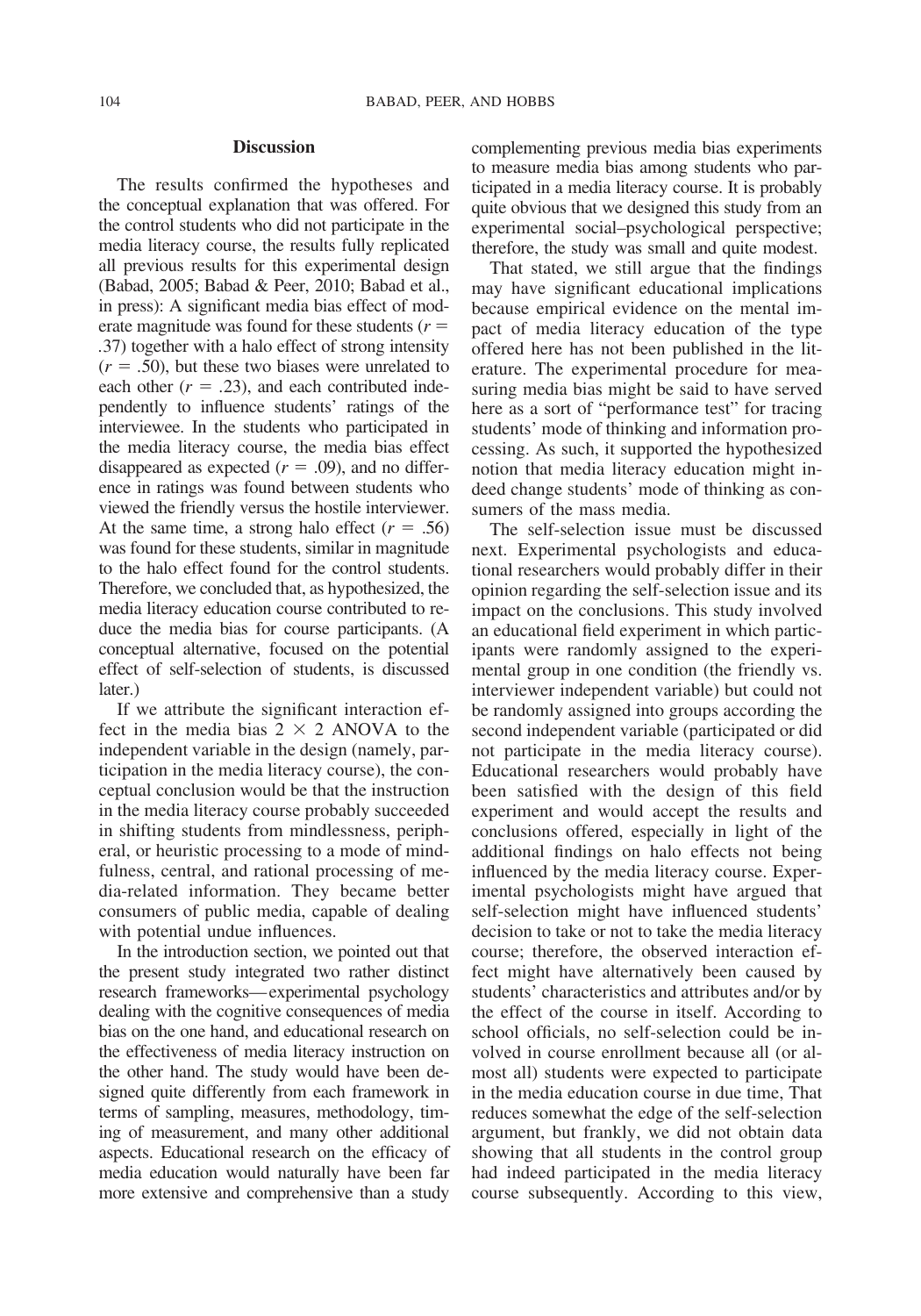## Discussion

The results confirmed the hypotheses and the conceptual explanation that was offered. For the control students who did not participate in the media literacy course, the results fully replicated all previous results for this experimental design (Babad, 2005; Babad & Peer, 2010; Babad et al., in press): A significant media bias effect of moderate magnitude was found for these students ($r = .37$) together with a halo effect of strong intensity ($r = .50$), but these two biases were unrelated to each other ($r = .23$), and each contributed independently to influence students' ratings of the interviewee. In the students who participated in the media literacy course, the media bias effect disappeared as expected ($r = .09$), and no difference in ratings was found between students who viewed the friendly versus the hostile interviewer. At the same time, a strong halo effect ($r = .56$) was found for these students, similar in magnitude to the halo effect found for the control students. Therefore, we concluded that, as hypothesized, the media literacy education course contributed to reduce the media bias for course participants. (A conceptual alternative, focused on the potential effect of self-selection of students, is discussed later.)

If we attribute the significant interaction effect in the media bias $2 \times 2$ ANOVA to the independent variable in the design (namely, participation in the media literacy course), the conceptual conclusion would be that the instruction in the media literacy course probably succeeded in shifting students from mindlessness, peripheral, or heuristic processing to a mode of mindfulness, central, and rational processing of media-related information. They became better consumers of public media, capable of dealing with potential undue influences.

In the introduction section, we pointed out that the present study integrated two rather distinct research frameworks—experimental psychology dealing with the cognitive consequences of media bias on the one hand, and educational research on the effectiveness of media literacy instruction on the other hand. The study would have been designed quite differently from each framework in terms of sampling, measures, methodology, timing of measurement, and many other additional aspects. Educational research on the efficacy of media education would naturally have been far more extensive and comprehensive than a study complementing previous media bias experiments to measure media bias among students who participated in a media literacy course. It is probably quite obvious that we designed this study from an experimental social–psychological perspective; therefore, the study was small and quite modest.

That stated, we still argue that the findings may have significant educational implications because empirical evidence on the mental impact of media literacy education of the type offered here has not been published in the literature. The experimental procedure for measuring media bias might be said to have served here as a sort of "performance test" for tracing students' mode of thinking and information processing. As such, it supported the hypothesized notion that media literacy education might indeed change students' mode of thinking as consumers of the mass media.

The self-selection issue must be discussed next. Experimental psychologists and educational researchers would probably differ in their opinion regarding the self-selection issue and its impact on the conclusions. This study involved an educational field experiment in which participants were randomly assigned to the experimental group in one condition (the friendly vs. interviewer independent variable) but could not be randomly assigned into groups according the second independent variable (participated or did not participate in the media literacy course). Educational researchers would probably have been satisfied with the design of this field experiment and would accept the results and conclusions offered, especially in light of the additional findings on halo effects not being influenced by the media literacy course. Experimental psychologists might have argued that self-selection might have influenced students' decision to take or not to take the media literacy course; therefore, the observed interaction effect might have alternatively been caused by students' characteristics and attributes and/or by the effect of the course in itself. According to school officials, no self-selection could be involved in course enrollment because all (or almost all) students were expected to participate in the media education course in due time, That reduces somewhat the edge of the self-selection argument, but frankly, we did not obtain data showing that all students in the control group had indeed participated in the media literacy course subsequently. According to this view,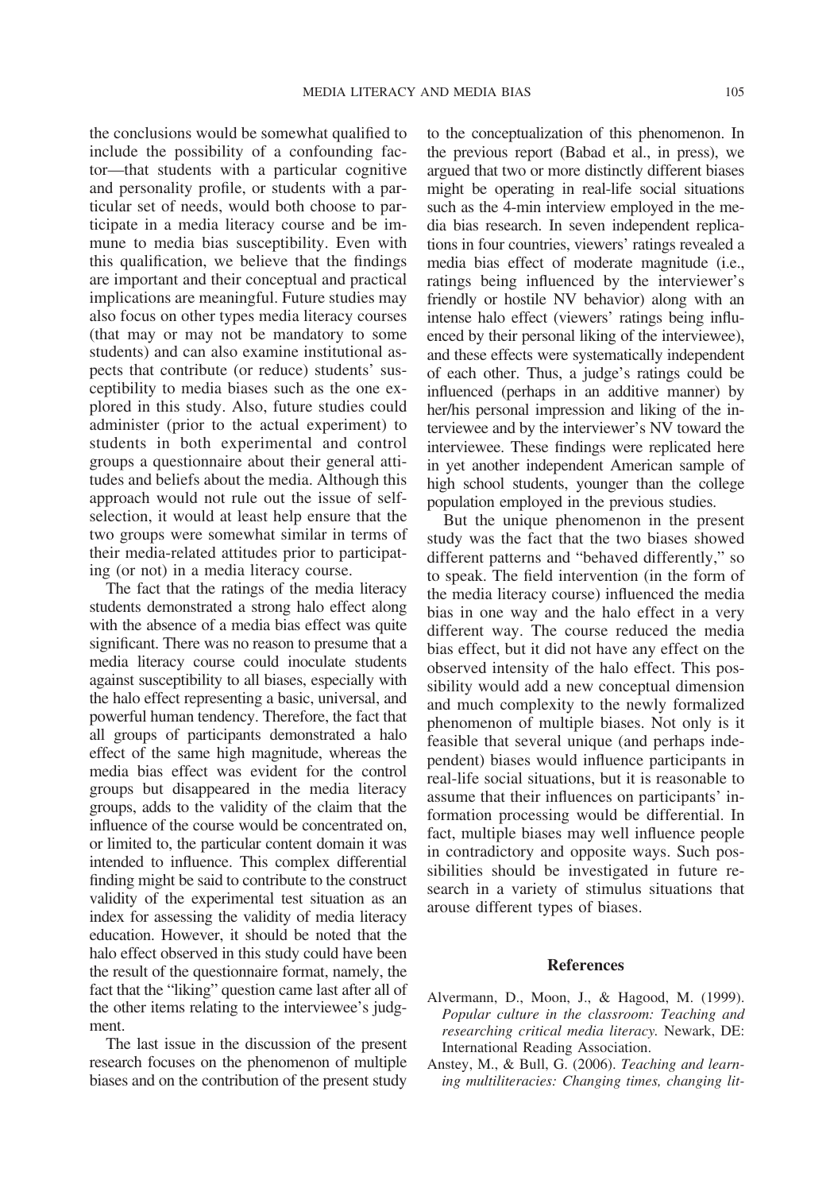the conclusions would be somewhat qualified to include the possibility of a confounding factor—that students with a particular cognitive and personality profile, or students with a particular set of needs, would both choose to participate in a media literacy course and be immune to media bias susceptibility. Even with this qualification, we believe that the findings are important and their conceptual and practical implications are meaningful. Future studies may also focus on other types media literacy courses (that may or may not be mandatory to some students) and can also examine institutional aspects that contribute (or reduce) students' susceptibility to media biases such as the one explored in this study. Also, future studies could administer (prior to the actual experiment) to students in both experimental and control groups a questionnaire about their general attitudes and beliefs about the media. Although this approach would not rule out the issue of self-selection, it would at least help ensure that the two groups were somewhat similar in terms of their media-related attitudes prior to participating (or not) in a media literacy course.

The fact that the ratings of the media literacy students demonstrated a strong halo effect along with the absence of a media bias effect was quite significant. There was no reason to presume that a media literacy course could inoculate students against susceptibility to all biases, especially with the halo effect representing a basic, universal, and powerful human tendency. Therefore, the fact that all groups of participants demonstrated a halo effect of the same high magnitude, whereas the media bias effect was evident for the control groups but disappeared in the media literacy groups, adds to the validity of the claim that the influence of the course would be concentrated on, or limited to, the particular content domain it was intended to influence. This complex differential finding might be said to contribute to the construct validity of the experimental test situation as an index for assessing the validity of media literacy education. However, it should be noted that the halo effect observed in this study could have been the result of the questionnaire format, namely, the fact that the "liking" question came last after all of the other items relating to the interviewee's judgment.

The last issue in the discussion of the present research focuses on the phenomenon of multiple biases and on the contribution of the present study to the conceptualization of this phenomenon. In the previous report (Babad et al., in press), we argued that two or more distinctly different biases might be operating in real-life social situations such as the 4-min interview employed in the media bias research. In seven independent replications in four countries, viewers' ratings revealed a media bias effect of moderate magnitude (i.e., ratings being influenced by the interviewer's friendly or hostile NV behavior) along with an intense halo effect (viewers' ratings being influenced by their personal liking of the interviewee), and these effects were systematically independent of each other. Thus, a judge's ratings could be influenced (perhaps in an additive manner) by her/his personal impression and liking of the interviewee and by the interviewer's NV toward the interviewee. These findings were replicated here in yet another independent American sample of high school students, younger than the college population employed in the previous studies.

But the unique phenomenon in the present study was the fact that the two biases showed different patterns and "behaved differently," so to speak. The field intervention (in the form of the media literacy course) influenced the media bias in one way and the halo effect in a very different way. The course reduced the media bias effect, but it did not have any effect on the observed intensity of the halo effect. This possibility would add a new conceptual dimension and much complexity to the newly formalized phenomenon of multiple biases. Not only is it feasible that several unique (and perhaps independent) biases would influence participants in real-life social situations, but it is reasonable to assume that their influences on participants' information processing would be differential. In fact, multiple biases may well influence people in contradictory and opposite ways. Such possibilities should be investigated in future research in a variety of stimulus situations that arouse different types of biases.

## References

Alvermann, D., Moon, J., & Hagood, M. (1999). *Popular culture in the classroom: Teaching and researching critical media literacy.* Newark, DE: International Reading Association.

Anstey, M., & Bull, G. (2006). *Teaching and learning multiliteracies: Changing times, changing lit-*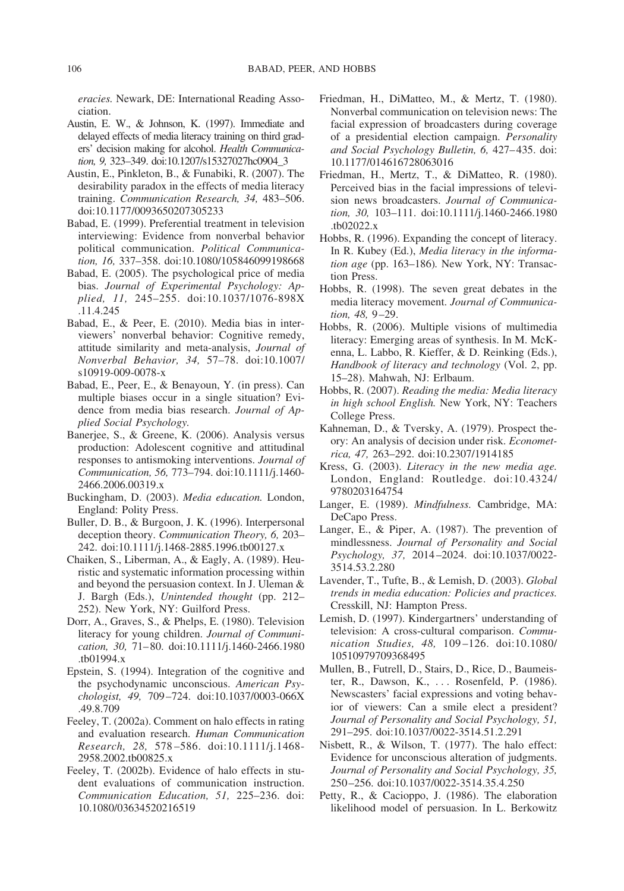*eracies.* Newark, DE: International Reading Association.

Austin, E. W., & Johnson, K. (1997). Immediate and delayed effects of media literacy training on third graders' decision making for alcohol. *Health Communication, 9,* 323–349. doi:10.1207/s15327027hc0904_3

Austin, E., Pinkleton, B., & Funabiki, R. (2007). The desirability paradox in the effects of media literacy training. *Communication Research, 34,* 483–506. doi:10.1177/0093650207305233

Babad, E. (1999). Preferential treatment in television interviewing: Evidence from nonverbal behavior political communication. *Political Communication, 16,* 337–358. doi:10.1080/105846099198668

Babad, E. (2005). The psychological price of media bias. *Journal of Experimental Psychology: Applied, 11,* 245–255. doi:10.1037/1076-898X.11.4.245

Babad, E., & Peer, E. (2010). Media bias in interviewers' nonverbal behavior: Cognitive remedy, attitude similarity and meta-analysis, *Journal of Nonverbal Behavior, 34,* 57–78. doi:10.1007/s10919-009-0078-x

Babad, E., Peer, E., & Benayoun, Y. (in press). Can multiple biases occur in a single situation? Evidence from media bias research. *Journal of Applied Social Psychology.*

Banerjee, S., & Greene, K. (2006). Analysis versus production: Adolescent cognitive and attitudinal responses to antismoking interventions. *Journal of Communication, 56,* 773–794. doi:10.1111/j.1460-2466.2006.00319.x

Buckingham, D. (2003). *Media education.* London, England: Polity Press.

Buller, D. B., & Burgoon, J. K. (1996). Interpersonal deception theory. *Communication Theory, 6,* 203–242. doi:10.1111/j.1468-2885.1996.tb00127.x

Chaiken, S., Liberman, A., & Eagly, A. (1989). Heuristic and systematic information processing within and beyond the persuasion context. In J. Uleman & J. Bargh (Eds.), *Unintended thought* (pp. 212–252). New York, NY: Guilford Press.

Dorr, A., Graves, S., & Phelps, E. (1980). Television literacy for young children. *Journal of Communication, 30,* 71–80. doi:10.1111/j.1460-2466.1980.tb01994.x

Epstein, S. (1994). Integration of the cognitive and the psychodynamic unconscious. *American Psychologist, 49,* 709–724. doi:10.1037/0003-066X.49.8.709

Feeley, T. (2002a). Comment on halo effects in rating and evaluation research. *Human Communication Research, 28,* 578–586. doi:10.1111/j.1468-2958.2002.tb00825.x

Feeley, T. (2002b). Evidence of halo effects in student evaluations of communication instruction. *Communication Education, 51,* 225–236. doi:10.1080/03634520216519

Friedman, H., DiMatteo, M., & Mertz, T. (1980). Nonverbal communication on television news: The facial expression of broadcasters during coverage of a presidential election campaign. *Personality and Social Psychology Bulletin, 6,* 427–435. doi:10.1177/014616728063016

Friedman, H., Mertz, T., & DiMatteo, R. (1980). Perceived bias in the facial impressions of television news broadcasters. *Journal of Communication, 30,* 103–111. doi:10.1111/j.1460-2466.1980.tb02022.x

Hobbs, R. (1996). Expanding the concept of literacy. In R. Kubey (Ed.), *Media literacy in the information age* (pp. 163–186)*.* New York, NY: Transaction Press.

Hobbs, R. (1998). The seven great debates in the media literacy movement. *Journal of Communication, 48,* 9–29.

Hobbs, R. (2006). Multiple visions of multimedia literacy: Emerging areas of synthesis. In M. McKenna, L. Labbo, R. Kieffer, & D. Reinking (Eds.), *Handbook of literacy and technology* (Vol. 2, pp. 15–28). Mahwah, NJ: Erlbaum.

Hobbs, R. (2007). *Reading the media: Media literacy in high school English.* New York, NY: Teachers College Press.

Kahneman, D., & Tversky, A. (1979). Prospect theory: An analysis of decision under risk. *Econometrica, 47,* 263–292. doi:10.2307/1914185

Kress, G. (2003). *Literacy in the new media age.* London, England: Routledge. doi:10.4324/9780203164754

Langer, E. (1989). *Mindfulness.* Cambridge, MA: DeCapo Press.

Langer, E., & Piper, A. (1987). The prevention of mindlessness. *Journal of Personality and Social Psychology, 37,* 2014–2024. doi:10.1037/0022-3514.53.2.280

Lavender, T., Tufte, B., & Lemish, D. (2003). *Global trends in media education: Policies and practices.* Cresskill, NJ: Hampton Press.

Lemish, D. (1997). Kindergartners' understanding of television: A cross-cultural comparison. *Communication Studies, 48,* 109–126. doi:10.1080/10510979709368495

Mullen, B., Futrell, D., Stairs, D., Rice, D., Baumeister, R., Dawson, K., . . . Rosenfeld, P. (1986). Newscasters' facial expressions and voting behavior of viewers: Can a smile elect a president? *Journal of Personality and Social Psychology, 51,* 291–295. doi:10.1037/0022-3514.51.2.291

Nisbett, R., & Wilson, T. (1977). The halo effect: Evidence for unconscious alteration of judgments. *Journal of Personality and Social Psychology, 35,* 250–256. doi:10.1037/0022-3514.35.4.250

Petty, R., & Cacioppo, J. (1986). The elaboration likelihood model of persuasion. In L. Berkowitz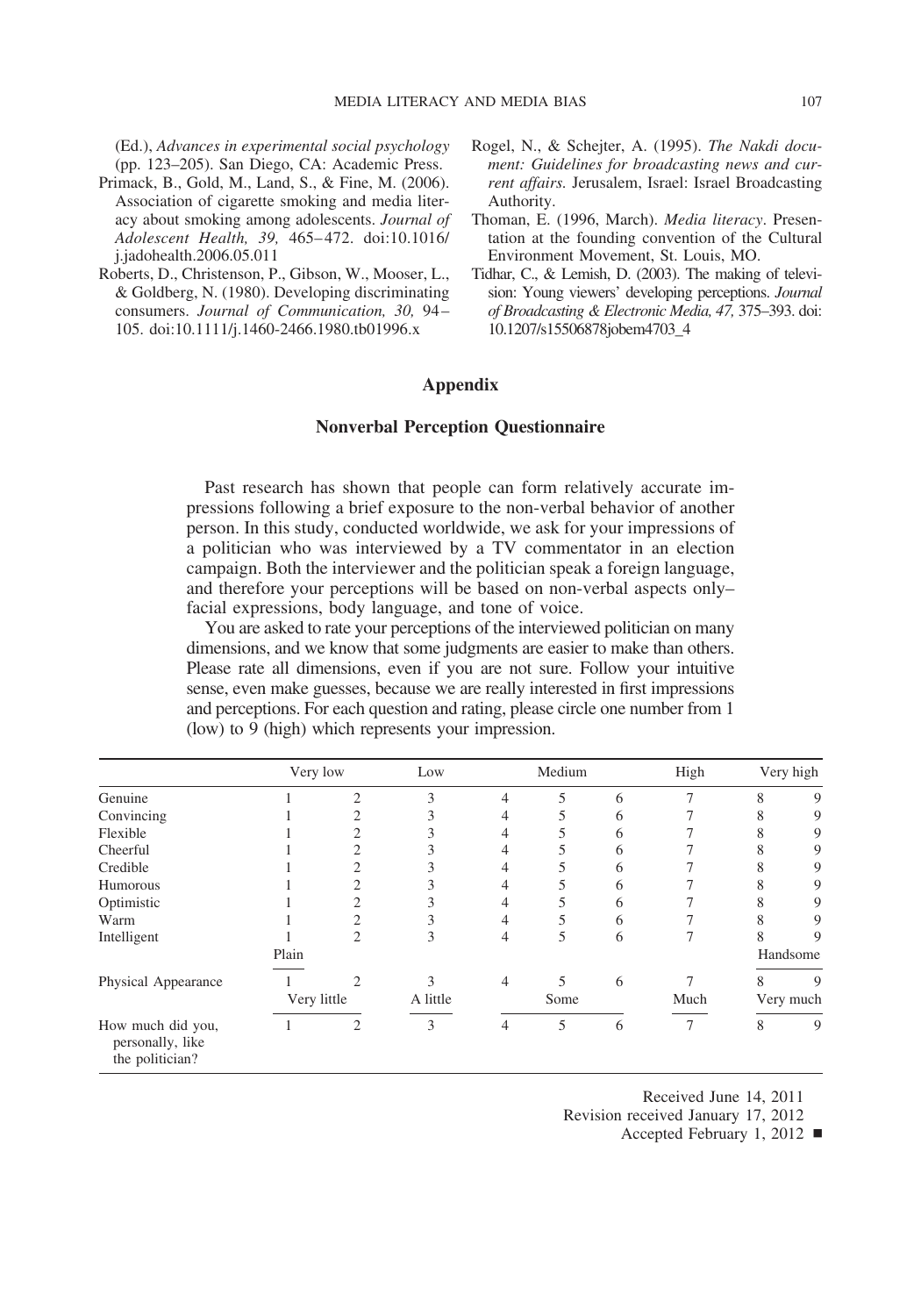(Ed.), *Advances in experimental social psychology* (pp. 123–205). San Diego, CA: Academic Press.

Primack, B., Gold, M., Land, S., & Fine, M. (2006). Association of cigarette smoking and media literacy about smoking among adolescents. *Journal of Adolescent Health, 39,* 465–472. doi:10.1016/j.jadohealth.2006.05.011

Roberts, D., Christenson, P., Gibson, W., Mooser, L., & Goldberg, N. (1980). Developing discriminating consumers. *Journal of Communication, 30,* 94–105. doi:10.1111/j.1460-2466.1980.tb01996.x

Rogel, N., & Schejter, A. (1995). *The Nakdi document: Guidelines for broadcasting news and current affairs.* Jerusalem, Israel: Israel Broadcasting Authority.

Thoman, E. (1996, March). *Media literacy*. Presentation at the founding convention of the Cultural Environment Movement, St. Louis, MO.

Tidhar, C., & Lemish, D. (2003). The making of television: Young viewers' developing perceptions. *Journal of Broadcasting & Electronic Media, 47,* 375–393. doi:10.1207/s15506878jobem4703_4

## Appendix

### Nonverbal Perception Questionnaire

Past research has shown that people can form relatively accurate impressions following a brief exposure to the non-verbal behavior of another person. In this study, conducted worldwide, we ask for your impressions of a politician who was interviewed by a TV commentator in an election campaign. Both the interviewer and the politician speak a foreign language, and therefore your perceptions will be based on non-verbal aspects only–facial expressions, body language, and tone of voice.

You are asked to rate your perceptions of the interviewed politician on many dimensions, and we know that some judgments are easier to make than others. Please rate all dimensions, even if you are not sure. Follow your intuitive sense, even make guesses, because we are really interested in first impressions and perceptions. For each question and rating, please circle one number from 1 (low) to 9 (high) which represents your impression.

| | Very low | | Low | | Medium | | High | Very high | |
|---|---|---|---|---|---|---|---|---|---|
| Genuine | 1 | 2 | 3 | 4 | 5 | 6 | 7 | 8 | 9 |
| Convincing | 1 | 2 | 3 | 4 | 5 | 6 | 7 | 8 | 9 |
| Flexible | 1 | 2 | 3 | 4 | 5 | 6 | 7 | 8 | 9 |
| Cheerful | 1 | 2 | 3 | 4 | 5 | 6 | 7 | 8 | 9 |
| Credible | 1 | 2 | 3 | 4 | 5 | 6 | 7 | 8 | 9 |
| Humorous | 1 | 2 | 3 | 4 | 5 | 6 | 7 | 8 | 9 |
| Optimistic | 1 | 2 | 3 | 4 | 5 | 6 | 7 | 8 | 9 |
| Warm | 1 | 2 | 3 | 4 | 5 | 6 | 7 | 8 | 9 |
| Intelligent | 1 | 2 | 3 | 4 | 5 | 6 | 7 | 8 | 9 |
| | Plain | | | | | | | Handsome | |
| Physical Appearance | 1 | 2 | 3 | 4 | 5 | 6 | 7 | 8 | 9 |
| | Very little | | A little | | Some | | Much | Very much | |
| How much did you, personally, like the politician? | 1 | 2 | 3 | 4 | 5 | 6 | 7 | 8 | 9 |

Received June 14, 2011
Revision received January 17, 2012
Accepted February 1, 2012 ■